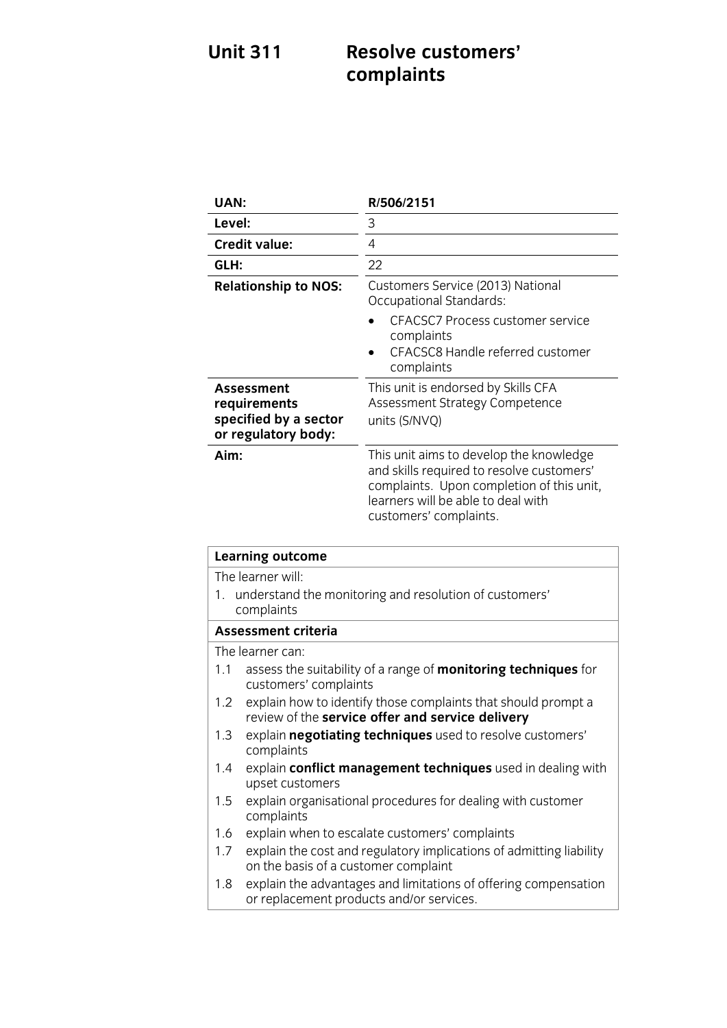# Unit 311 Resolve customers' complaints

| | |
|---|---|
| **UAN:** | **R/506/2151** |
| **Level:** | 3 |
| **Credit value:** | 4 |
| **GLH:** | 22 |
| **Relationship to NOS:** | Customers Service (2013) National Occupational Standards:<br>• CFACSC7 Process customer service complaints<br>• CFACSC8 Handle referred customer complaints |
| **Assessment requirements specified by a sector or regulatory body:** | This unit is endorsed by Skills CFA Assessment Strategy Competence units (S/NVQ) |
| **Aim:** | This unit aims to develop the knowledge and skills required to resolve customers' complaints. Upon completion of this unit, learners will be able to deal with customers' complaints. |

| **Learning outcome** |
|---|
| The learner will:<br>1. understand the monitoring and resolution of customers' complaints |
| **Assessment criteria** |
| The learner can:<br>1.1 assess the suitability of a range of **monitoring techniques** for customers' complaints<br>1.2 explain how to identify those complaints that should prompt a review of the **service offer and service delivery**<br>1.3 explain **negotiating techniques** used to resolve customers' complaints<br>1.4 explain **conflict management techniques** used in dealing with upset customers<br>1.5 explain organisational procedures for dealing with customer complaints<br>1.6 explain when to escalate customers' complaints<br>1.7 explain the cost and regulatory implications of admitting liability on the basis of a customer complaint<br>1.8 explain the advantages and limitations of offering compensation or replacement products and/or services. |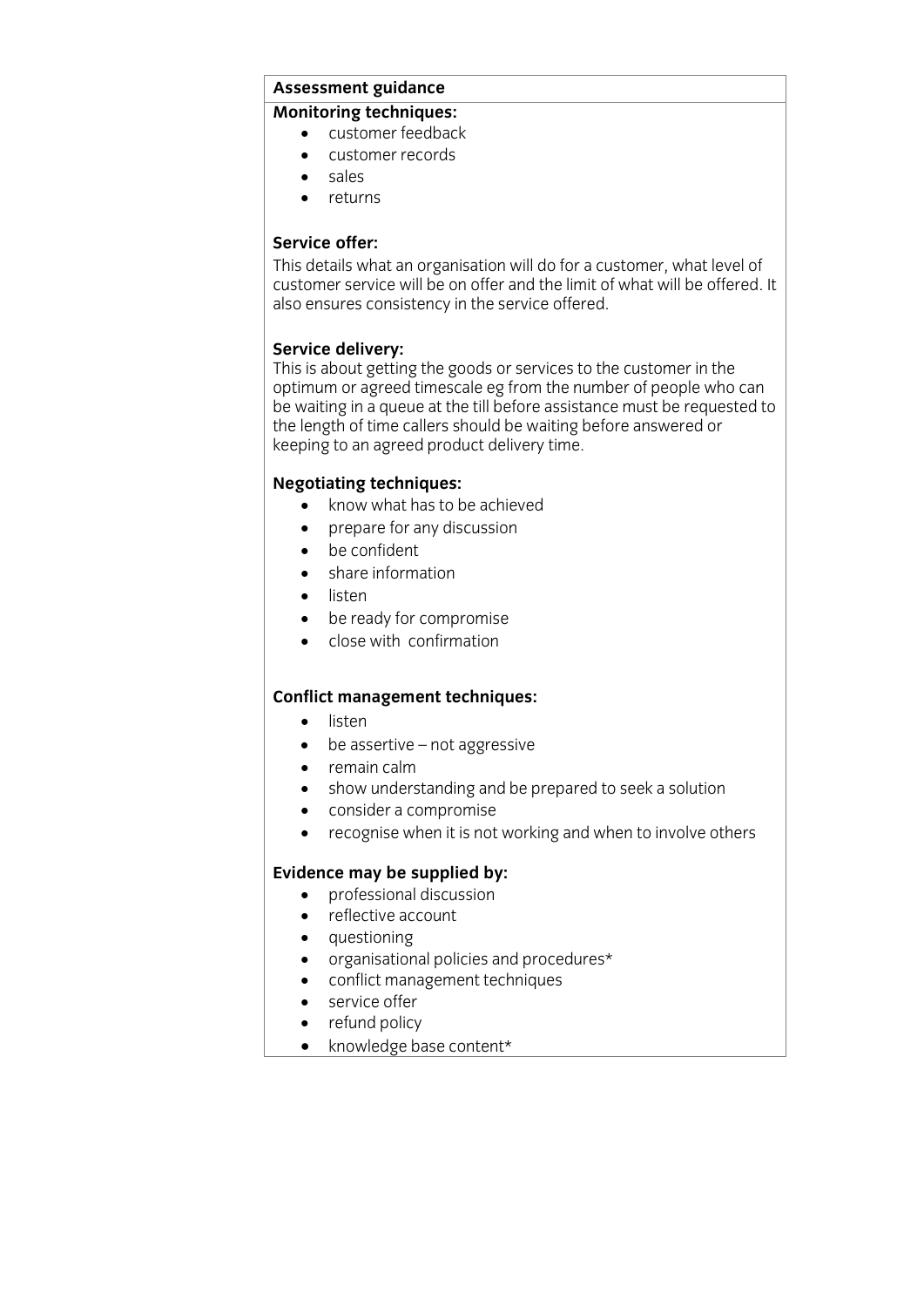**Assessment guidance**

**Monitoring techniques:**

- customer feedback
- customer records
- sales
- returns

**Service offer:**

This details what an organisation will do for a customer, what level of customer service will be on offer and the limit of what will be offered. It also ensures consistency in the service offered.

**Service delivery:**

This is about getting the goods or services to the customer in the optimum or agreed timescale eg from the number of people who can be waiting in a queue at the till before assistance must be requested to the length of time callers should be waiting before answered or keeping to an agreed product delivery time.

**Negotiating techniques:**

- know what has to be achieved
- prepare for any discussion
- be confident
- share information
- listen
- be ready for compromise
- close with confirmation

**Conflict management techniques:**

- listen
- be assertive – not aggressive
- remain calm
- show understanding and be prepared to seek a solution
- consider a compromise
- recognise when it is not working and when to involve others

**Evidence may be supplied by:**

- professional discussion
- reflective account
- questioning
- organisational policies and procedures*
- conflict management techniques
- service offer
- refund policy
- knowledge base content*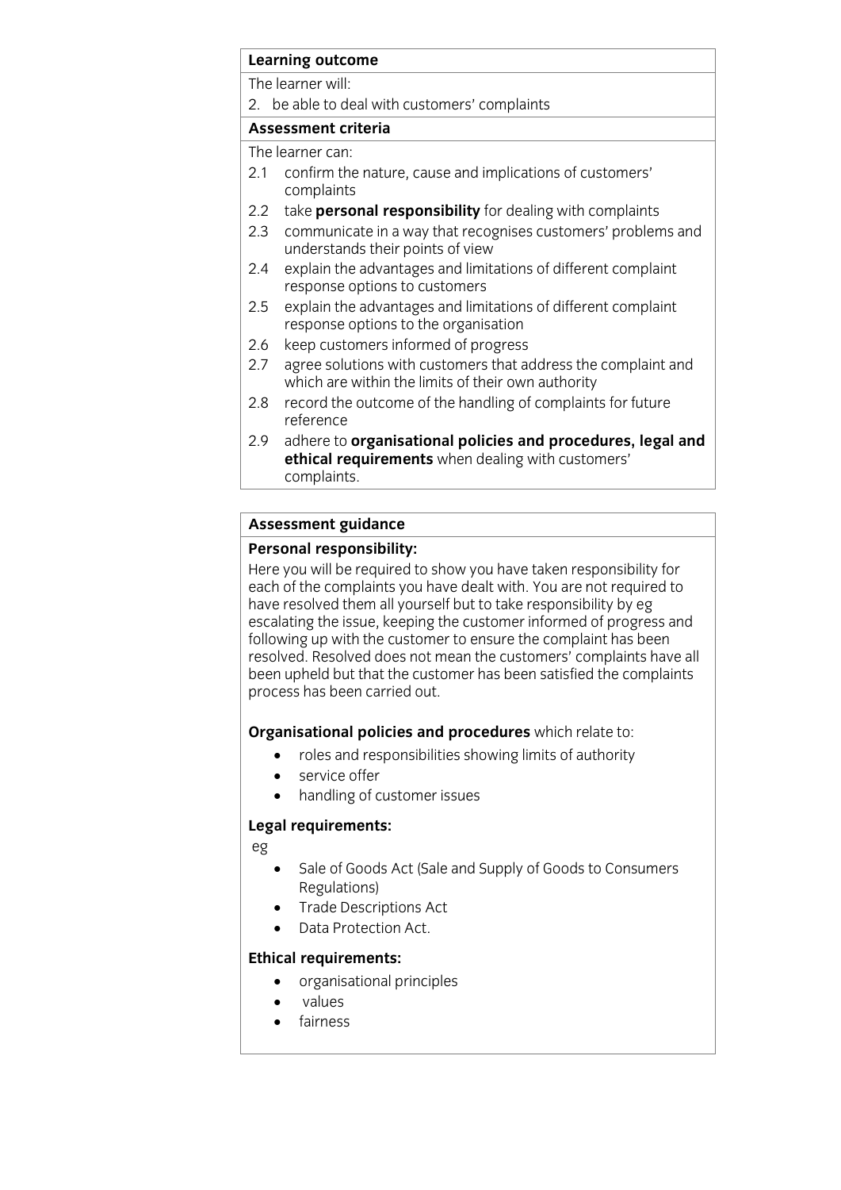| **Learning outcome** |
| --- |
| The learner will: |
| 2. be able to deal with customers' complaints |
| **Assessment criteria** |
| The learner can: |
| 2.1 confirm the nature, cause and implications of customers' complaints |
| 2.2 take **personal responsibility** for dealing with complaints |
| 2.3 communicate in a way that recognises customers' problems and understands their points of view |
| 2.4 explain the advantages and limitations of different complaint response options to customers |
| 2.5 explain the advantages and limitations of different complaint response options to the organisation |
| 2.6 keep customers informed of progress |
| 2.7 agree solutions with customers that address the complaint and which are within the limits of their own authority |
| 2.8 record the outcome of the handling of complaints for future reference |
| 2.9 adhere to **organisational policies and procedures, legal and ethical requirements** when dealing with customers' complaints. |

**Assessment guidance**

**Personal responsibility:**

Here you will be required to show you have taken responsibility for each of the complaints you have dealt with. You are not required to have resolved them all yourself but to take responsibility by eg escalating the issue, keeping the customer informed of progress and following up with the customer to ensure the complaint has been resolved. Resolved does not mean the customers' complaints have all been upheld but that the customer has been satisfied the complaints process has been carried out.

**Organisational policies and procedures** which relate to:

- roles and responsibilities showing limits of authority
- service offer
- handling of customer issues

**Legal requirements:**

eg

- Sale of Goods Act (Sale and Supply of Goods to Consumers Regulations)
- Trade Descriptions Act
- Data Protection Act.

**Ethical requirements:**

- organisational principles
- values
- fairness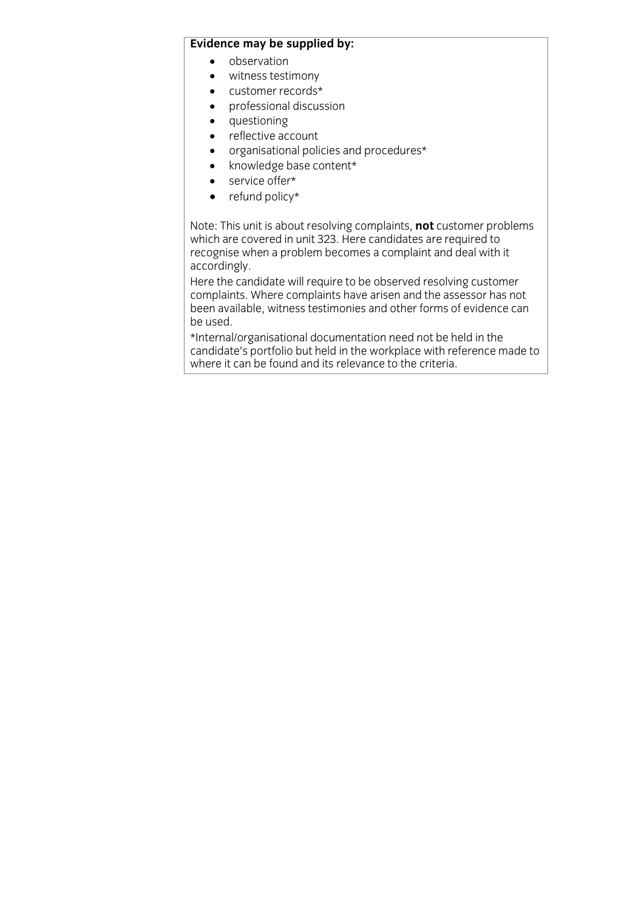**Evidence may be supplied by:**

- observation
- witness testimony
- customer records*
- professional discussion
- questioning
- reflective account
- organisational policies and procedures*
- knowledge base content*
- service offer*
- refund policy*

Note: This unit is about resolving complaints, **not** customer problems which are covered in unit 323. Here candidates are required to recognise when a problem becomes a complaint and deal with it accordingly.

Here the candidate will require to be observed resolving customer complaints. Where complaints have arisen and the assessor has not been available, witness testimonies and other forms of evidence can be used.

*Internal/organisational documentation need not be held in the candidate's portfolio but held in the workplace with reference made to where it can be found and its relevance to the criteria.